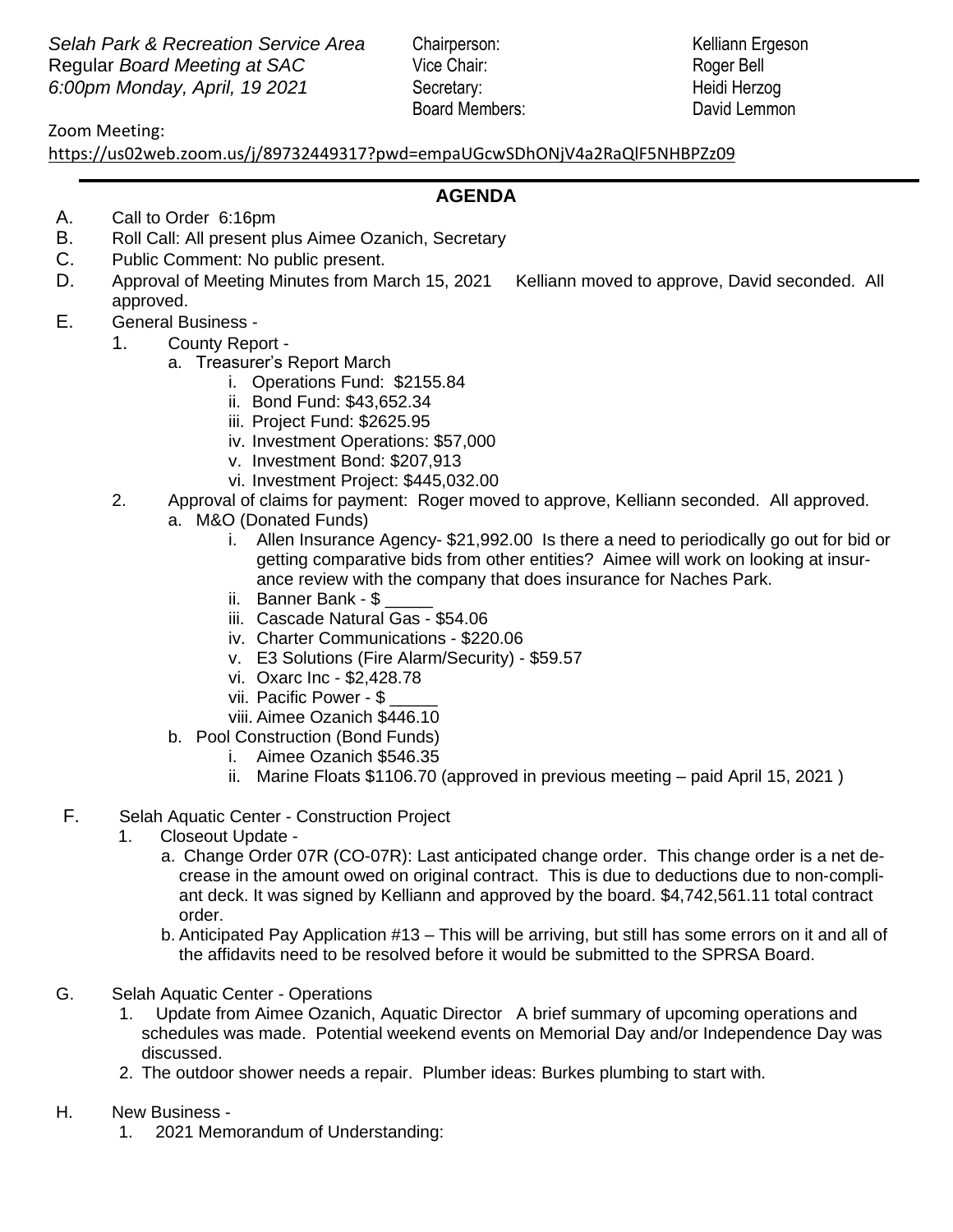*Selah Park & Recreation Service Area*
Regular *Board Meeting at SAC*
*6:00pm Monday, April, 19 2021*

| | |
|---|---|
| Chairperson: | Kelliann Ergeson |
| Vice Chair: | Roger Bell |
| Secretary: | Heidi Herzog |
| Board Members: | David Lemmon |

Zoom Meeting:
https://us02web.zoom.us/j/89732449317?pwd=empaUGcwSDhONjV4a2RaQlF5NHBPZz09

---

## AGENDA

A. Call to Order 6:16pm

B. Roll Call: All present plus Aimee Ozanich, Secretary

C. Public Comment: No public present.

D. Approval of Meeting Minutes from March 15, 2021 Kelliann moved to approve, David seconded. All approved.

E. General Business -

1. County Report -
   a. Treasurer's Report March
      i. Operations Fund: $2155.84
      ii. Bond Fund: $43,652.34
      iii. Project Fund: $2625.95
      iv. Investment Operations: $57,000
      v. Investment Bond: $207,913
      vi. Investment Project: $445,032.00
2. Approval of claims for payment: Roger moved to approve, Kelliann seconded. All approved.
   a. M&O (Donated Funds)
      i. Allen Insurance Agency- $21,992.00 Is there a need to periodically go out for bid or getting comparative bids from other entities? Aimee will work on looking at insurance review with the company that does insurance for Naches Park.
      ii. Banner Bank - $ _____
      iii. Cascade Natural Gas - $54.06
      iv. Charter Communications - $220.06
      v. E3 Solutions (Fire Alarm/Security) - $59.57
      vi. Oxarc Inc - $2,428.78
      vii. Pacific Power - $ _____
      viii. Aimee Ozanich $446.10
   b. Pool Construction (Bond Funds)
      i. Aimee Ozanich $546.35
      ii. Marine Floats $1106.70 (approved in previous meeting – paid April 15, 2021 )

F. Selah Aquatic Center - Construction Project

1. Closeout Update -
   a. Change Order 07R (CO-07R): Last anticipated change order. This change order is a net decrease in the amount owed on original contract. This is due to deductions due to non-compliant deck. It was signed by Kelliann and approved by the board. $4,742,561.11 total contract order.
   b. Anticipated Pay Application #13 – This will be arriving, but still has some errors on it and all of the affidavits need to be resolved before it would be submitted to the SPRSA Board.

G. Selah Aquatic Center - Operations

1. Update from Aimee Ozanich, Aquatic Director A brief summary of upcoming operations and schedules was made. Potential weekend events on Memorial Day and/or Independence Day was discussed.
2. The outdoor shower needs a repair. Plumber ideas: Burkes plumbing to start with.

H. New Business -

1. 2021 Memorandum of Understanding: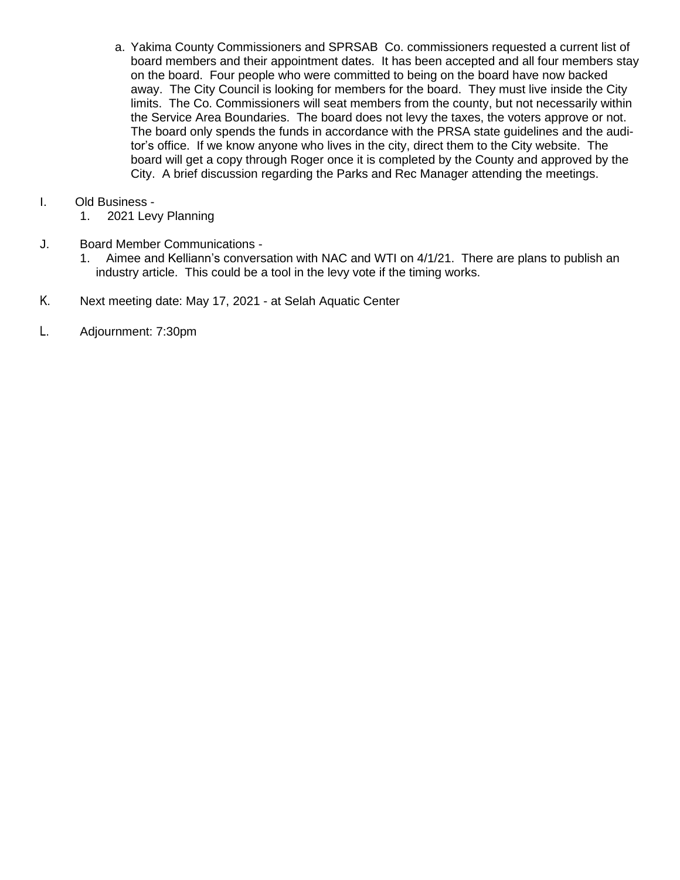a. Yakima County Commissioners and SPRSAB Co. commissioners requested a current list of board members and their appointment dates. It has been accepted and all four members stay on the board. Four people who were committed to being on the board have now backed away. The City Council is looking for members for the board. They must live inside the City limits. The Co. Commissioners will seat members from the county, but not necessarily within the Service Area Boundaries. The board does not levy the taxes, the voters approve or not. The board only spends the funds in accordance with the PRSA state guidelines and the auditor's office. If we know anyone who lives in the city, direct them to the City website. The board will get a copy through Roger once it is completed by the County and approved by the City. A brief discussion regarding the Parks and Rec Manager attending the meetings.

I. Old Business -
   1. 2021 Levy Planning

J. Board Member Communications -
   1. Aimee and Kelliann's conversation with NAC and WTI on 4/1/21. There are plans to publish an industry article. This could be a tool in the levy vote if the timing works.

K. Next meeting date: May 17, 2021 - at Selah Aquatic Center

L. Adjournment: 7:30pm